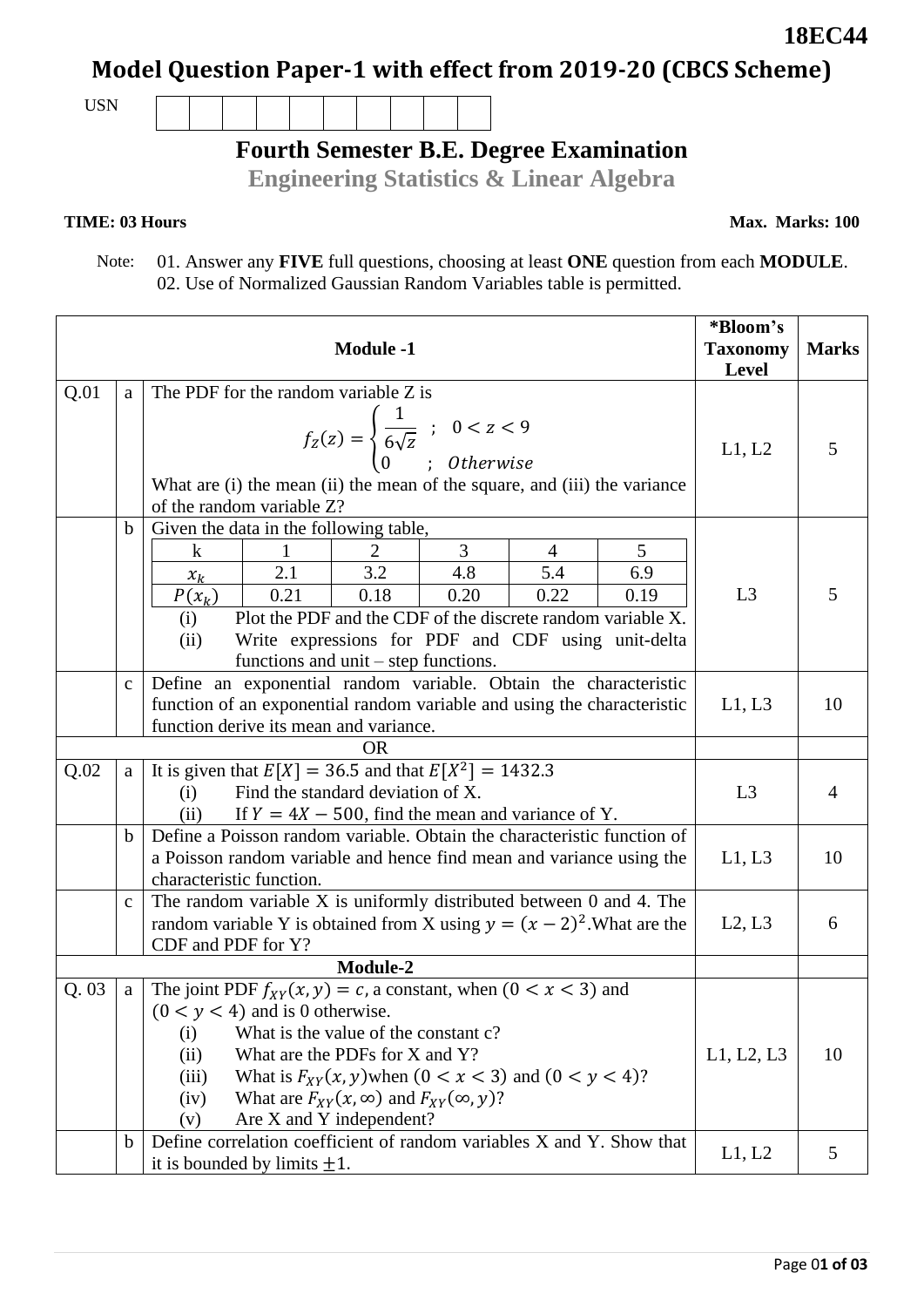**18EC44**

# Model Question Paper-1 with effect from 2019-20 (CBCS Scheme)

USN | | | | | | | | | | |

## Fourth Semester B.E. Degree Examination

### Engineering Statistics & Linear Algebra

**TIME: 03 Hours** **Max. Marks: 100**

Note: 01. Answer any **FIVE** full questions, choosing at least **ONE** question from each **MODULE**.
02. Use of Normalized Gaussian Random Variables table is permitted.

| | | **Module -1** | ***Bloom's Taxonomy Level** | **Marks** |
|---|---|---|---|---|
| Q.01 | a | The PDF for the random variable Z is $$f_Z(z) = \begin{cases} \frac{1}{6\sqrt{z}} & ; \quad 0 < z < 9 \\ 0 & ; \quad Otherwise \end{cases}$$ What are (i) the mean (ii) the mean of the square, and (iii) the variance of the random variable Z? | L1, L2 | 5 |
| | b | Given the data in the following table,<br>k: 1, 2, 3, 4, 5<br>$x_k$: 2.1, 3.2, 4.8, 5.4, 6.9<br>$P(x_k)$: 0.21, 0.18, 0.20, 0.22, 0.19<br>(i) Plot the PDF and the CDF of the discrete random variable X.<br>(ii) Write expressions for PDF and CDF using unit-delta functions and unit – step functions. | L3 | 5 |
| | c | Define an exponential random variable. Obtain the characteristic function of an exponential random variable and using the characteristic function derive its mean and variance. | L1, L3 | 10 |
| | | **OR** | | |
| Q.02 | a | It is given that $E[X] = 36.5$ and that $E[X^2] = 1432.3$<br>(i) Find the standard deviation of X.<br>(ii) If $Y = 4X - 500$, find the mean and variance of Y. | L3 | 4 |
| | b | Define a Poisson random variable. Obtain the characteristic function of a Poisson random variable and hence find mean and variance using the characteristic function. | L1, L3 | 10 |
| | c | The random variable X is uniformly distributed between 0 and 4. The random variable Y is obtained from X using $y = (x-2)^2$. What are the CDF and PDF for Y? | L2, L3 | 6 |
| | | **Module-2** | | |
| Q. 03 | a | The joint PDF $f_{XY}(x, y) = c$, a constant, when $(0 < x < 3)$ and $(0 < y < 4)$ and is 0 otherwise.<br>(i) What is the value of the constant c?<br>(ii) What are the PDFs for X and Y?<br>(iii) What is $F_{XY}(x, y)$ when $(0 < x < 3)$ and $(0 < y < 4)$?<br>(iv) What are $F_{XY}(x, \infty)$ and $F_{XY}(\infty, y)$?<br>(v) Are X and Y independent? | L1, L2, L3 | 10 |
| | b | Define correlation coefficient of random variables X and Y. Show that it is bounded by limits $\pm 1$. | L1, L2 | 5 |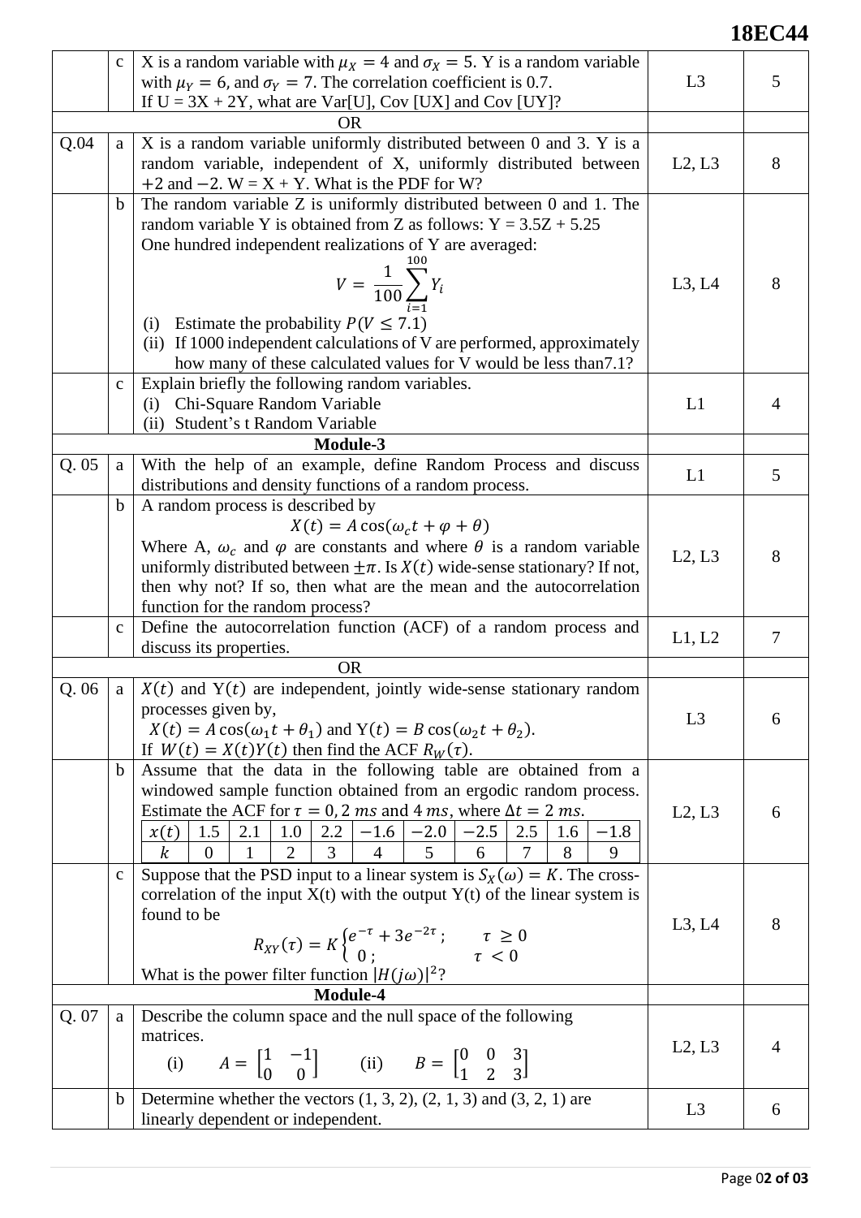| | | | | |
|---|---|---|---|---|
| | c | X is a random variable with $\mu_X = 4$ and $\sigma_X = 5$. Y is a random variable with $\mu_Y = 6$, and $\sigma_Y = 7$. The correlation coefficient is 0.7. If U = 3X + 2Y, what are Var[U], Cov [UX] and Cov [UY]? | L3 | 5 |
| OR | | | | |
| Q.04 | a | X is a random variable uniformly distributed between 0 and 3. Y is a random variable, independent of X, uniformly distributed between +2 and −2. W = X + Y. What is the PDF for W? | L2, L3 | 8 |
| | b | The random variable Z is uniformly distributed between 0 and 1. The random variable Y is obtained from Z as follows: Y = 3.5Z + 5.25<br>One hundred independent realizations of Y are averaged:<br>$$V = \frac{1}{100}\sum_{i=1}^{100} Y_i$$<br>(i) Estimate the probability $P(V \leq 7.1)$<br>(ii) If 1000 independent calculations of V are performed, approximately how many of these calculated values for V would be less than7.1? | L3, L4 | 8 |
| | c | Explain briefly the following random variables.<br>(i) Chi-Square Random Variable<br>(ii) Student's t Random Variable | L1 | 4 |
| **Module-3** | | | | |
| Q. 05 | a | With the help of an example, define Random Process and discuss distributions and density functions of a random process. | L1 | 5 |
| | b | A random process is described by<br>$$X(t) = A\cos(\omega_c t + \varphi + \theta)$$<br>Where A, $\omega_c$ and $\varphi$ are constants and where $\theta$ is a random variable uniformly distributed between $\pm\pi$. Is $X(t)$ wide-sense stationary? If not, then why not? If so, then what are the mean and the autocorrelation function for the random process? | L2, L3 | 8 |
| | c | Define the autocorrelation function (ACF) of a random process and discuss its properties. | L1, L2 | 7 |
| OR | | | | |
| Q. 06 | a | $X(t)$ and $Y(t)$ are independent, jointly wide-sense stationary random processes given by,<br>$X(t) = A\cos(\omega_1 t + \theta_1)$ and $Y(t) = B\cos(\omega_2 t + \theta_2)$.<br>If $W(t) = X(t)Y(t)$ then find the ACF $R_W(\tau)$. | L3 | 6 |
| | b | Assume that the data in the following table are obtained from a windowed sample function obtained from an ergodic random process. Estimate the ACF for $\tau = 0, 2\ ms$ and $4\ ms$, where $\Delta t = 2\ ms$.<br>$x(t)$: 1.5, 2.1, 1.0, 2.2, −1.6, −2.0, −2.5, 2.5, 1.6, −1.8<br>$k$: 0, 1, 2, 3, 4, 5, 6, 7, 8, 9 | L2, L3 | 6 |
| | c | Suppose that the PSD input to a linear system is $S_X(\omega) = K$. The cross-correlation of the input X(t) with the output Y(t) of the linear system is found to be<br>$$R_{XY}(\tau) = K\begin{cases} e^{-\tau} + 3e^{-2\tau}; & \tau \geq 0 \\ 0; & \tau < 0 \end{cases}$$<br>What is the power filter function $\|H(j\omega)\|^2$? | L3, L4 | 8 |
| **Module-4** | | | | |
| Q. 07 | a | Describe the column space and the null space of the following matrices.<br>(i) $A = \begin{bmatrix} 1 & -1 \\ 0 & 0 \end{bmatrix}$ (ii) $B = \begin{bmatrix} 0 & 0 & 3 \\ 1 & 2 & 3 \end{bmatrix}$ | L2, L3 | 4 |
| | b | Determine whether the vectors (1, 3, 2), (2, 1, 3) and (3, 2, 1) are linearly dependent or independent. | L3 | 6 |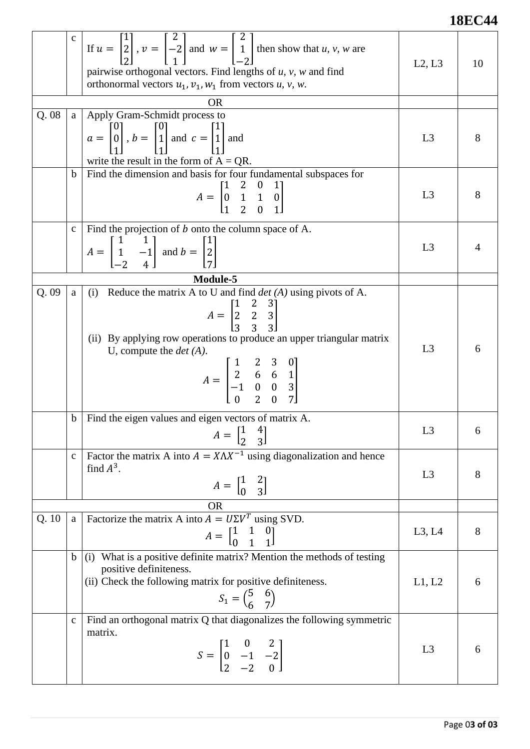| | | | | |
|---|---|---|---|---|
| | c | If $u = \begin{bmatrix}1\\2\\2\end{bmatrix}$, $v = \begin{bmatrix}2\\-2\\1\end{bmatrix}$ and $w = \begin{bmatrix}2\\1\\-2\end{bmatrix}$ then show that *u*, *v*, *w* are pairwise orthogonal vectors. Find lengths of *u*, *v*, *w* and find orthonormal vectors $u_1, v_1, w_1$ from vectors *u*, *v*, *w*. | L2, L3 | 10 |
| OR | | | | |
| Q. 08 | a | Apply Gram-Schmidt process to $a = \begin{bmatrix}0\\0\\1\end{bmatrix}$, $b = \begin{bmatrix}0\\1\\1\end{bmatrix}$ and $c = \begin{bmatrix}1\\1\\1\end{bmatrix}$ and write the result in the form of A = QR. | L3 | 8 |
| | b | Find the dimension and basis for four fundamental subspaces for $A = \begin{bmatrix}1 & 2 & 0 & 1\\0 & 1 & 1 & 0\\1 & 2 & 0 & 1\end{bmatrix}$ | L3 | 8 |
| | c | Find the projection of *b* onto the column space of A. $A = \begin{bmatrix}1 & 1\\1 & -1\\-2 & 4\end{bmatrix}$ and $b = \begin{bmatrix}1\\2\\7\end{bmatrix}$ | L3 | 4 |
| **Module-5** | | | | |
| Q. 09 | a | (i) Reduce the matrix A to U and find *det (A)* using pivots of A. $A = \begin{bmatrix}1 & 2 & 3\\2 & 2 & 3\\3 & 3 & 3\end{bmatrix}$ (ii) By applying row operations to produce an upper triangular matrix U, compute the *det (A)*. $A = \begin{bmatrix}1 & 2 & 3 & 0\\2 & 6 & 6 & 1\\-1 & 0 & 0 & 3\\0 & 2 & 0 & 7\end{bmatrix}$ | L3 | 6 |
| | b | Find the eigen values and eigen vectors of matrix A. $A = \begin{bmatrix}1 & 4\\2 & 3\end{bmatrix}$ | L3 | 6 |
| | c | Factor the matrix A into $A = X\Lambda X^{-1}$ using diagonalization and hence find $A^3$. $A = \begin{bmatrix}1 & 2\\0 & 3\end{bmatrix}$ | L3 | 8 |
| OR | | | | |
| Q. 10 | a | Factorize the matrix A into $A = U\Sigma V^T$ using SVD. $A = \begin{bmatrix}1 & 1 & 0\\0 & 1 & 1\end{bmatrix}$ | L3, L4 | 8 |
| | b | (i) What is a positive definite matrix? Mention the methods of testing positive definiteness. (ii) Check the following matrix for positive definiteness. $S_1 = \begin{pmatrix}5 & 6\\6 & 7\end{pmatrix}$ | L1, L2 | 6 |
| | c | Find an orthogonal matrix Q that diagonalizes the following symmetric matrix. $S = \begin{bmatrix}1 & 0 & 2\\0 & -1 & -2\\2 & -2 & 0\end{bmatrix}$ | L3 | 6 |